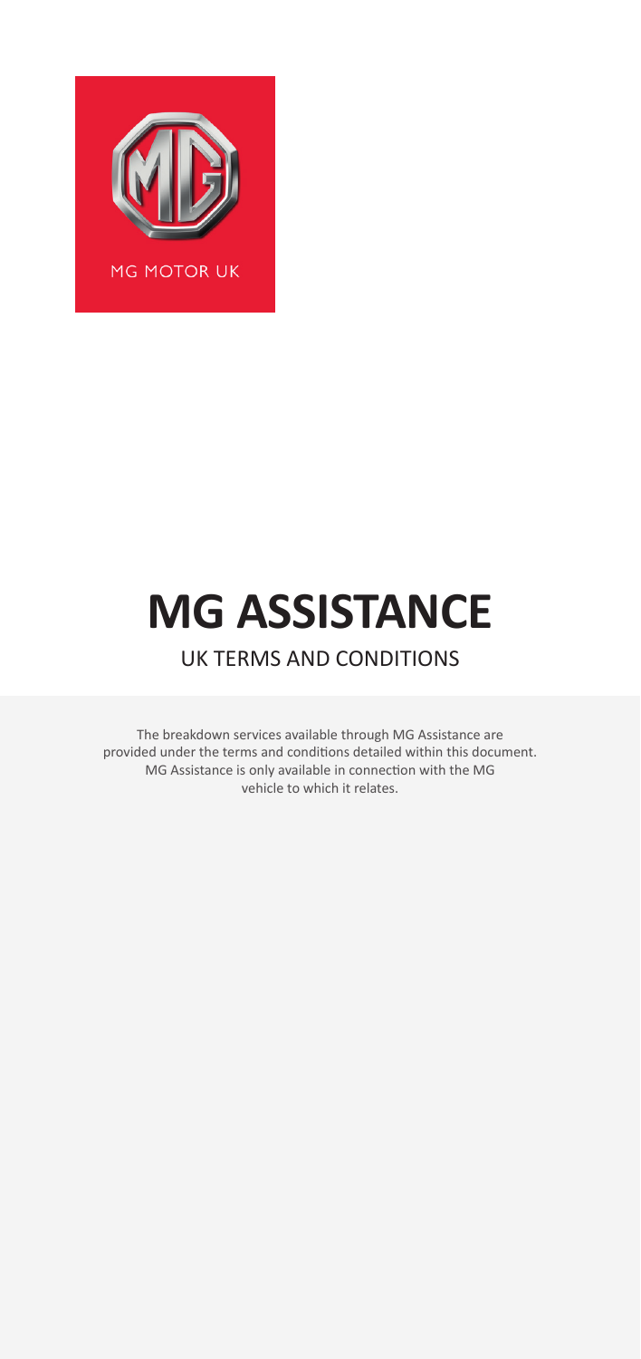MG MOTOR UK

# MG ASSISTANCE

## UK TERMS AND CONDITIONS

The breakdown services available through MG Assistance are provided under the terms and conditions detailed within this document. MG Assistance is only available in connection with the MG vehicle to which it relates.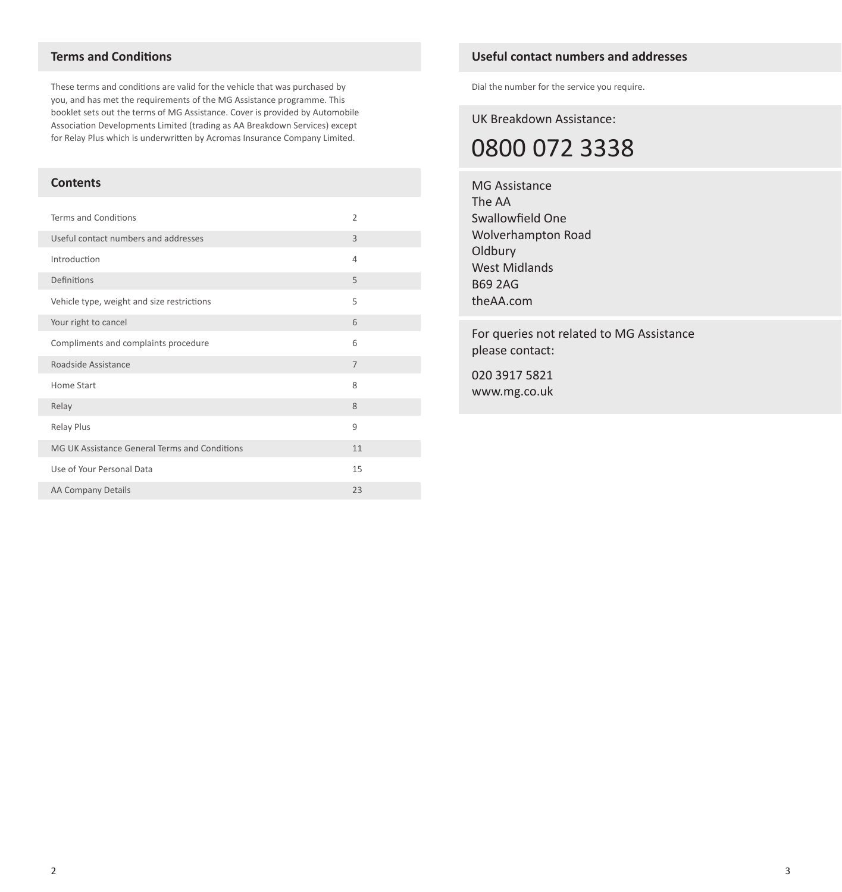## Terms and Conditions

These terms and conditions are valid for the vehicle that was purchased by you, and has met the requirements of the MG Assistance programme. This booklet sets out the terms of MG Assistance. Cover is provided by Automobile Association Developments Limited (trading as AA Breakdown Services) except for Relay Plus which is underwritten by Acromas Insurance Company Limited.

## Contents

| | |
|---|---|
| Terms and Conditions | 2 |
| Useful contact numbers and addresses | 3 |
| Introduction | 4 |
| Definitions | 5 |
| Vehicle type, weight and size restrictions | 5 |
| Your right to cancel | 6 |
| Compliments and complaints procedure | 6 |
| Roadside Assistance | 7 |
| Home Start | 8 |
| Relay | 8 |
| Relay Plus | 9 |
| MG UK Assistance General Terms and Conditions | 11 |
| Use of Your Personal Data | 15 |
| AA Company Details | 23 |

## Useful contact numbers and addresses

Dial the number for the service you require.

UK Breakdown Assistance:

# 0800 072 3338

MG Assistance
The AA
Swallowfield One
Wolverhampton Road
Oldbury
West Midlands
B69 2AG
theAA.com

For queries not related to MG Assistance please contact:

020 3917 5821
www.mg.co.uk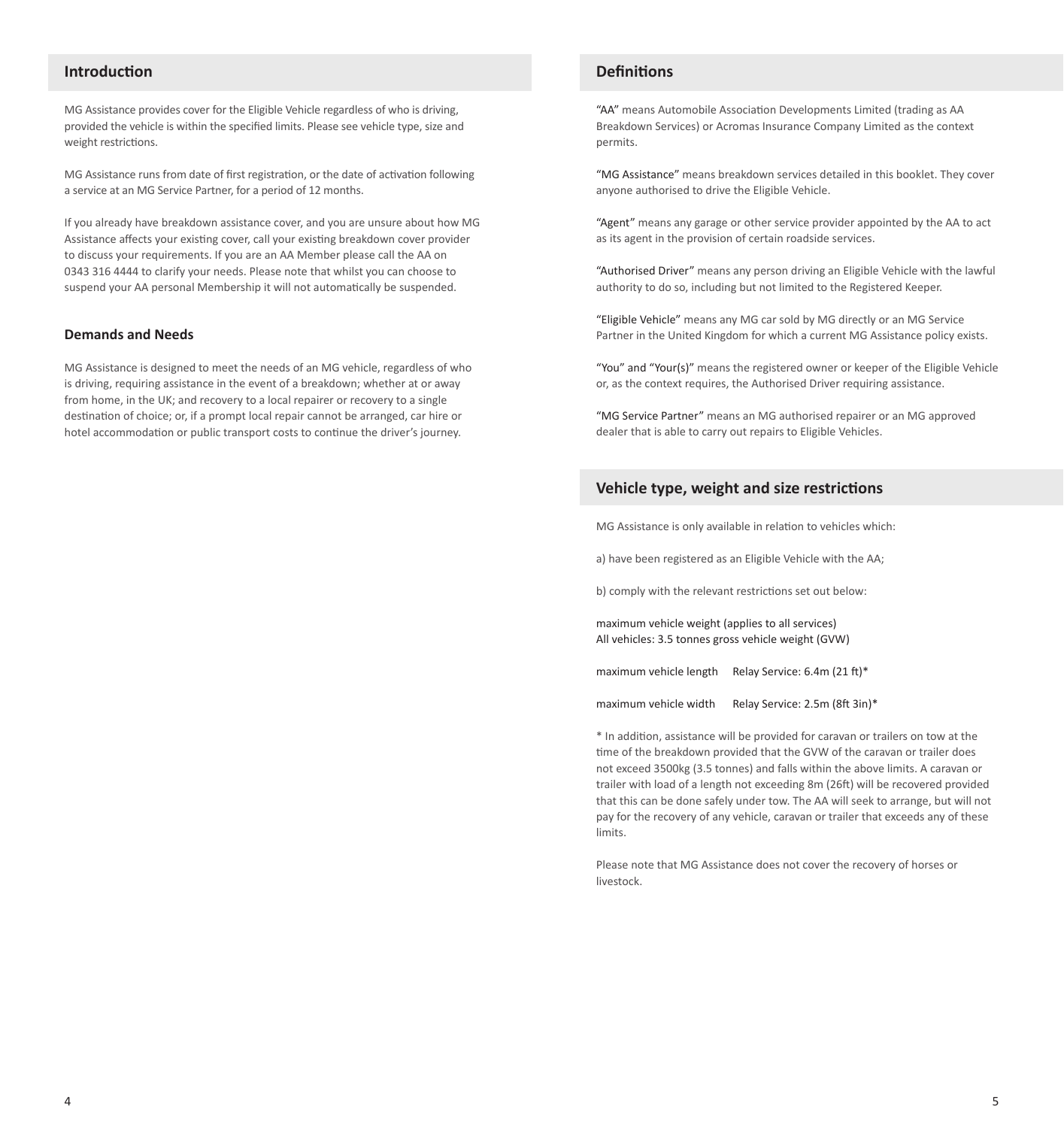## Introduction

MG Assistance provides cover for the Eligible Vehicle regardless of who is driving, provided the vehicle is within the specified limits. Please see vehicle type, size and weight restrictions.

MG Assistance runs from date of first registration, or the date of activation following a service at an MG Service Partner, for a period of 12 months.

If you already have breakdown assistance cover, and you are unsure about how MG Assistance affects your existing cover, call your existing breakdown cover provider to discuss your requirements. If you are an AA Member please call the AA on 0343 316 4444 to clarify your needs. Please note that whilst you can choose to suspend your AA personal Membership it will not automatically be suspended.

### Demands and Needs

MG Assistance is designed to meet the needs of an MG vehicle, regardless of who is driving, requiring assistance in the event of a breakdown; whether at or away from home, in the UK; and recovery to a local repairer or recovery to a single destination of choice; or, if a prompt local repair cannot be arranged, car hire or hotel accommodation or public transport costs to continue the driver's journey.

## Definitions

"AA" means Automobile Association Developments Limited (trading as AA Breakdown Services) or Acromas Insurance Company Limited as the context permits.

"MG Assistance" means breakdown services detailed in this booklet. They cover anyone authorised to drive the Eligible Vehicle.

"Agent" means any garage or other service provider appointed by the AA to act as its agent in the provision of certain roadside services.

"Authorised Driver" means any person driving an Eligible Vehicle with the lawful authority to do so, including but not limited to the Registered Keeper.

"Eligible Vehicle" means any MG car sold by MG directly or an MG Service Partner in the United Kingdom for which a current MG Assistance policy exists.

"You" and "Your(s)" means the registered owner or keeper of the Eligible Vehicle or, as the context requires, the Authorised Driver requiring assistance.

"MG Service Partner" means an MG authorised repairer or an MG approved dealer that is able to carry out repairs to Eligible Vehicles.

## Vehicle type, weight and size restrictions

MG Assistance is only available in relation to vehicles which:

a) have been registered as an Eligible Vehicle with the AA;

b) comply with the relevant restrictions set out below:

maximum vehicle weight (applies to all services)
All vehicles: 3.5 tonnes gross vehicle weight (GVW)

maximum vehicle length Relay Service: 6.4m (21 ft)*

maximum vehicle width Relay Service: 2.5m (8ft 3in)*

* In addition, assistance will be provided for caravan or trailers on tow at the time of the breakdown provided that the GVW of the caravan or trailer does not exceed 3500kg (3.5 tonnes) and falls within the above limits. A caravan or trailer with load of a length not exceeding 8m (26ft) will be recovered provided that this can be done safely under tow. The AA will seek to arrange, but will not pay for the recovery of any vehicle, caravan or trailer that exceeds any of these limits.

Please note that MG Assistance does not cover the recovery of horses or livestock.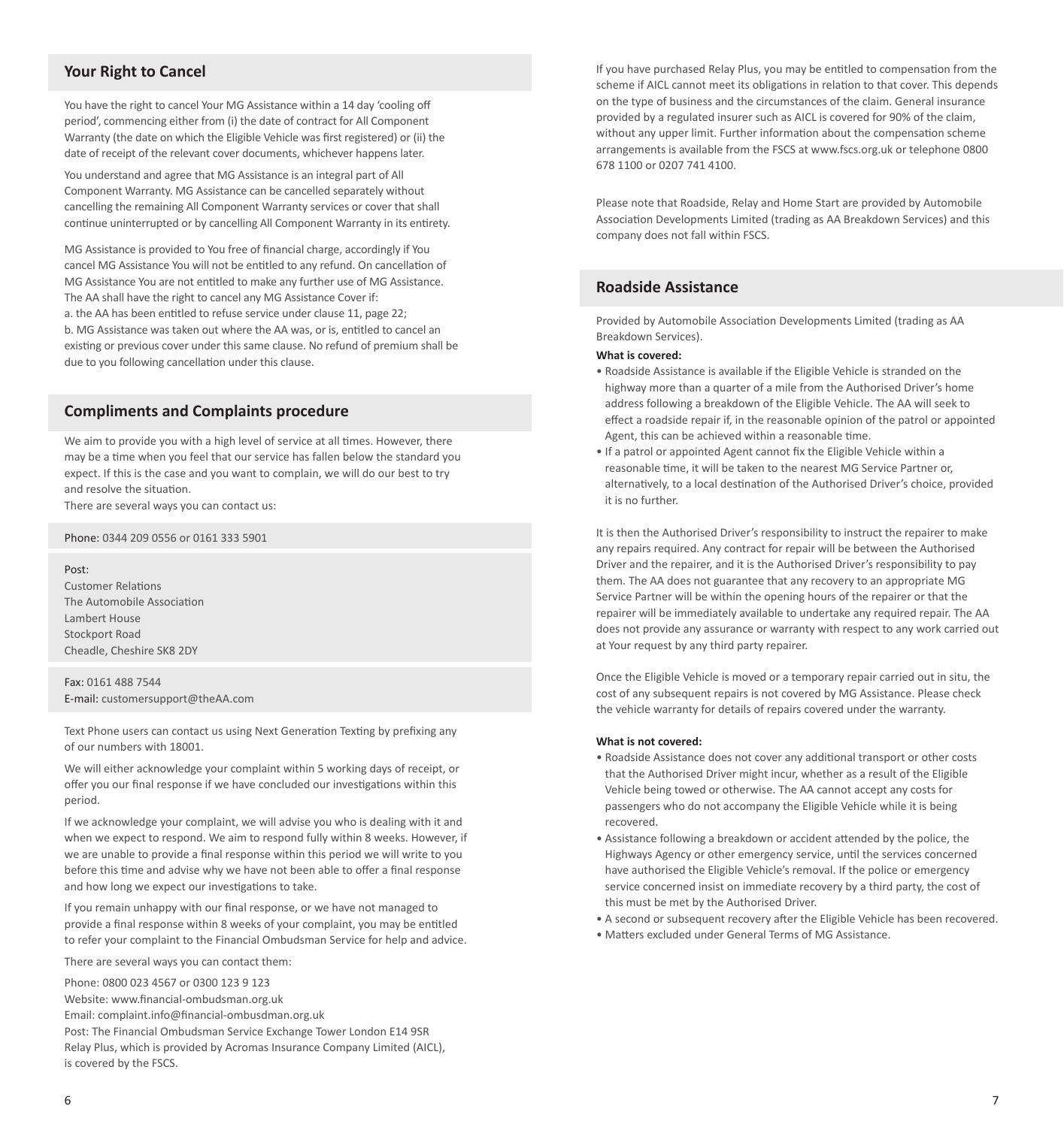## Your Right to Cancel

You have the right to cancel Your MG Assistance within a 14 day 'cooling off period', commencing either from (i) the date of contract for All Component Warranty (the date on which the Eligible Vehicle was first registered) or (ii) the date of receipt of the relevant cover documents, whichever happens later.

You understand and agree that MG Assistance is an integral part of All Component Warranty. MG Assistance can be cancelled separately without cancelling the remaining All Component Warranty services or cover that shall continue uninterrupted or by cancelling All Component Warranty in its entirety.

MG Assistance is provided to You free of financial charge, accordingly if You cancel MG Assistance You will not be entitled to any refund. On cancellation of MG Assistance You are not entitled to make any further use of MG Assistance. The AA shall have the right to cancel any MG Assistance Cover if:
a. the AA has been entitled to refuse service under clause 11, page 22;
b. MG Assistance was taken out where the AA was, or is, entitled to cancel an existing or previous cover under this same clause. No refund of premium shall be due to you following cancellation under this clause.

## Compliments and Complaints procedure

We aim to provide you with a high level of service at all times. However, there may be a time when you feel that our service has fallen below the standard you expect. If this is the case and you want to complain, we will do our best to try and resolve the situation.
There are several ways you can contact us:

Phone: 0344 209 0556 or 0161 333 5901

Post:
Customer Relations
The Automobile Association
Lambert House
Stockport Road
Cheadle, Cheshire SK8 2DY

Fax: 0161 488 7544
E-mail: customersupport@theAA.com

Text Phone users can contact us using Next Generation Texting by prefixing any of our numbers with 18001.

We will either acknowledge your complaint within 5 working days of receipt, or offer you our final response if we have concluded our investigations within this period.

If we acknowledge your complaint, we will advise you who is dealing with it and when we expect to respond. We aim to respond fully within 8 weeks. However, if we are unable to provide a final response within this period we will write to you before this time and advise why we have not been able to offer a final response and how long we expect our investigations to take.

If you remain unhappy with our final response, or we have not managed to provide a final response within 8 weeks of your complaint, you may be entitled to refer your complaint to the Financial Ombudsman Service for help and advice.

There are several ways you can contact them:

Phone: 0800 023 4567 or 0300 123 9 123
Website: www.financial-ombudsman.org.uk
Email: complaint.info@financial-ombusdman.org.uk
Post: The Financial Ombudsman Service Exchange Tower London E14 9SR
Relay Plus, which is provided by Acromas Insurance Company Limited (AICL), is covered by the FSCS.

If you have purchased Relay Plus, you may be entitled to compensation from the scheme if AICL cannot meet its obligations in relation to that cover. This depends on the type of business and the circumstances of the claim. General insurance provided by a regulated insurer such as AICL is covered for 90% of the claim, without any upper limit. Further information about the compensation scheme arrangements is available from the FSCS at www.fscs.org.uk or telephone 0800 678 1100 or 0207 741 4100.

Please note that Roadside, Relay and Home Start are provided by Automobile Association Developments Limited (trading as AA Breakdown Services) and this company does not fall within FSCS.

## Roadside Assistance

Provided by Automobile Association Developments Limited (trading as AA Breakdown Services).

**What is covered:**

- Roadside Assistance is available if the Eligible Vehicle is stranded on the highway more than a quarter of a mile from the Authorised Driver's home address following a breakdown of the Eligible Vehicle. The AA will seek to effect a roadside repair if, in the reasonable opinion of the patrol or appointed Agent, this can be achieved within a reasonable time.
- If a patrol or appointed Agent cannot fix the Eligible Vehicle within a reasonable time, it will be taken to the nearest MG Service Partner or, alternatively, to a local destination of the Authorised Driver's choice, provided it is no further.

It is then the Authorised Driver's responsibility to instruct the repairer to make any repairs required. Any contract for repair will be between the Authorised Driver and the repairer, and it is the Authorised Driver's responsibility to pay them. The AA does not guarantee that any recovery to an appropriate MG Service Partner will be within the opening hours of the repairer or that the repairer will be immediately available to undertake any required repair. The AA does not provide any assurance or warranty with respect to any work carried out at Your request by any third party repairer.

Once the Eligible Vehicle is moved or a temporary repair carried out in situ, the cost of any subsequent repairs is not covered by MG Assistance. Please check the vehicle warranty for details of repairs covered under the warranty.

**What is not covered:**

- Roadside Assistance does not cover any additional transport or other costs that the Authorised Driver might incur, whether as a result of the Eligible Vehicle being towed or otherwise. The AA cannot accept any costs for passengers who do not accompany the Eligible Vehicle while it is being recovered.
- Assistance following a breakdown or accident attended by the police, the Highways Agency or other emergency service, until the services concerned have authorised the Eligible Vehicle's removal. If the police or emergency service concerned insist on immediate recovery by a third party, the cost of this must be met by the Authorised Driver.
- A second or subsequent recovery after the Eligible Vehicle has been recovered.
- Matters excluded under General Terms of MG Assistance.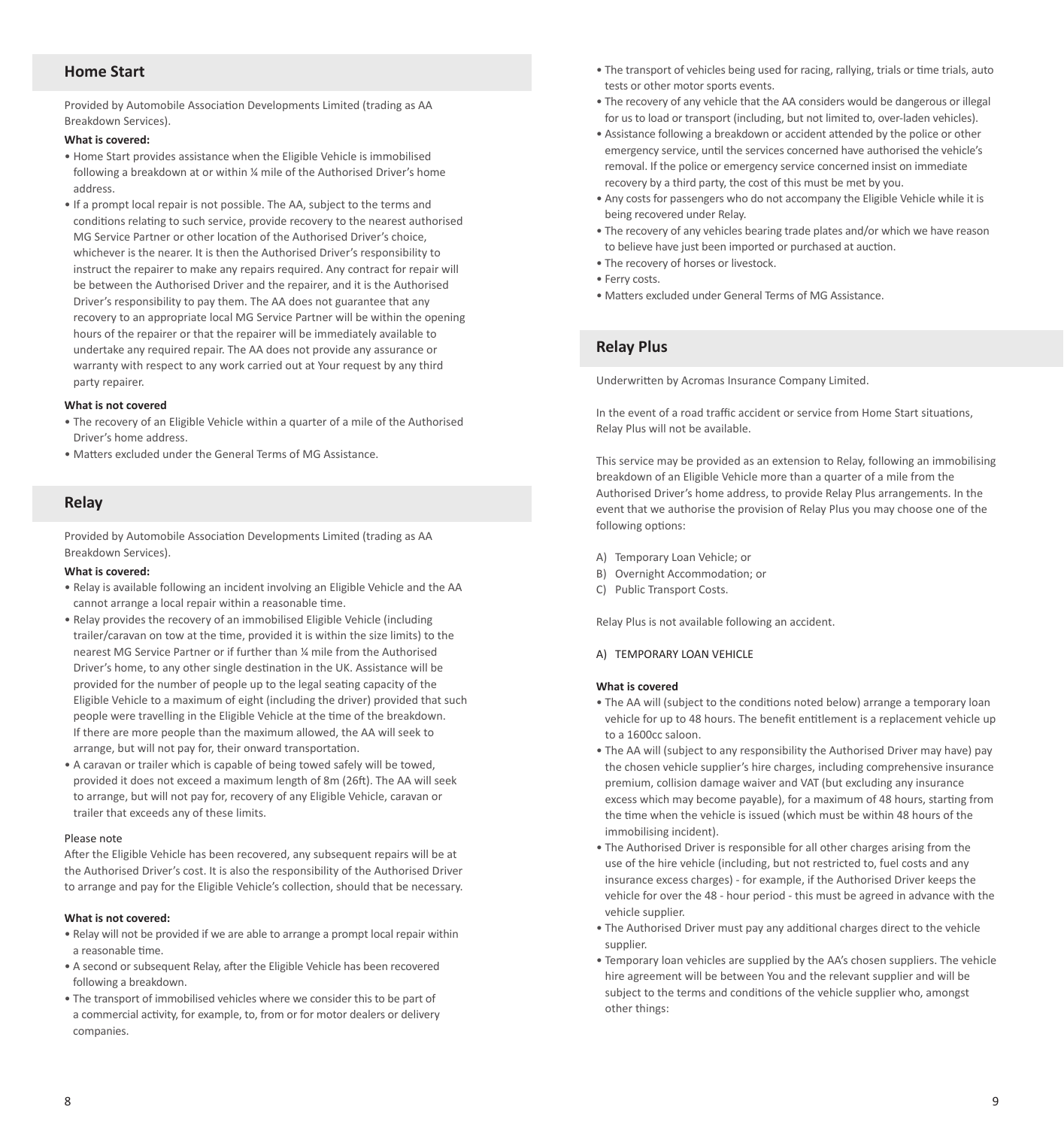## Home Start

Provided by Automobile Association Developments Limited (trading as AA Breakdown Services).

**What is covered:**

- Home Start provides assistance when the Eligible Vehicle is immobilised following a breakdown at or within ¼ mile of the Authorised Driver's home address.
- If a prompt local repair is not possible. The AA, subject to the terms and conditions relating to such service, provide recovery to the nearest authorised MG Service Partner or other location of the Authorised Driver's choice, whichever is the nearer. It is then the Authorised Driver's responsibility to instruct the repairer to make any repairs required. Any contract for repair will be between the Authorised Driver and the repairer, and it is the Authorised Driver's responsibility to pay them. The AA does not guarantee that any recovery to an appropriate local MG Service Partner will be within the opening hours of the repairer or that the repairer will be immediately available to undertake any required repair. The AA does not provide any assurance or warranty with respect to any work carried out at Your request by any third party repairer.

**What is not covered**

- The recovery of an Eligible Vehicle within a quarter of a mile of the Authorised Driver's home address.
- Matters excluded under the General Terms of MG Assistance.

## Relay

Provided by Automobile Association Developments Limited (trading as AA Breakdown Services).

**What is covered:**

- Relay is available following an incident involving an Eligible Vehicle and the AA cannot arrange a local repair within a reasonable time.
- Relay provides the recovery of an immobilised Eligible Vehicle (including trailer/caravan on tow at the time, provided it is within the size limits) to the nearest MG Service Partner or if further than ¼ mile from the Authorised Driver's home, to any other single destination in the UK. Assistance will be provided for the number of people up to the legal seating capacity of the Eligible Vehicle to a maximum of eight (including the driver) provided that such people were travelling in the Eligible Vehicle at the time of the breakdown. If there are more people than the maximum allowed, the AA will seek to arrange, but will not pay for, their onward transportation.
- A caravan or trailer which is capable of being towed safely will be towed, provided it does not exceed a maximum length of 8m (26ft). The AA will seek to arrange, but will not pay for, recovery of any Eligible Vehicle, caravan or trailer that exceeds any of these limits.

Please note

After the Eligible Vehicle has been recovered, any subsequent repairs will be at the Authorised Driver's cost. It is also the responsibility of the Authorised Driver to arrange and pay for the Eligible Vehicle's collection, should that be necessary.

**What is not covered:**

- Relay will not be provided if we are able to arrange a prompt local repair within a reasonable time.
- A second or subsequent Relay, after the Eligible Vehicle has been recovered following a breakdown.
- The transport of immobilised vehicles where we consider this to be part of a commercial activity, for example, to, from or for motor dealers or delivery companies.
- The transport of vehicles being used for racing, rallying, trials or time trials, auto tests or other motor sports events.
- The recovery of any vehicle that the AA considers would be dangerous or illegal for us to load or transport (including, but not limited to, over-laden vehicles).
- Assistance following a breakdown or accident attended by the police or other emergency service, until the services concerned have authorised the vehicle's removal. If the police or emergency service concerned insist on immediate recovery by a third party, the cost of this must be met by you.
- Any costs for passengers who do not accompany the Eligible Vehicle while it is being recovered under Relay.
- The recovery of any vehicles bearing trade plates and/or which we have reason to believe have just been imported or purchased at auction.
- The recovery of horses or livestock.
- Ferry costs.
- Matters excluded under General Terms of MG Assistance.

## Relay Plus

Underwritten by Acromas Insurance Company Limited.

In the event of a road traffic accident or service from Home Start situations, Relay Plus will not be available.

This service may be provided as an extension to Relay, following an immobilising breakdown of an Eligible Vehicle more than a quarter of a mile from the Authorised Driver's home address, to provide Relay Plus arrangements. In the event that we authorise the provision of Relay Plus you may choose one of the following options:

A) Temporary Loan Vehicle; or
B) Overnight Accommodation; or
C) Public Transport Costs.

Relay Plus is not available following an accident.

A) TEMPORARY LOAN VEHICLE

**What is covered**

- The AA will (subject to the conditions noted below) arrange a temporary loan vehicle for up to 48 hours. The benefit entitlement is a replacement vehicle up to a 1600cc saloon.
- The AA will (subject to any responsibility the Authorised Driver may have) pay the chosen vehicle supplier's hire charges, including comprehensive insurance premium, collision damage waiver and VAT (but excluding any insurance excess which may become payable), for a maximum of 48 hours, starting from the time when the vehicle is issued (which must be within 48 hours of the immobilising incident).
- The Authorised Driver is responsible for all other charges arising from the use of the hire vehicle (including, but not restricted to, fuel costs and any insurance excess charges) - for example, if the Authorised Driver keeps the vehicle for over the 48 - hour period - this must be agreed in advance with the vehicle supplier.
- The Authorised Driver must pay any additional charges direct to the vehicle supplier.
- Temporary loan vehicles are supplied by the AA's chosen suppliers. The vehicle hire agreement will be between You and the relevant supplier and will be subject to the terms and conditions of the vehicle supplier who, amongst other things: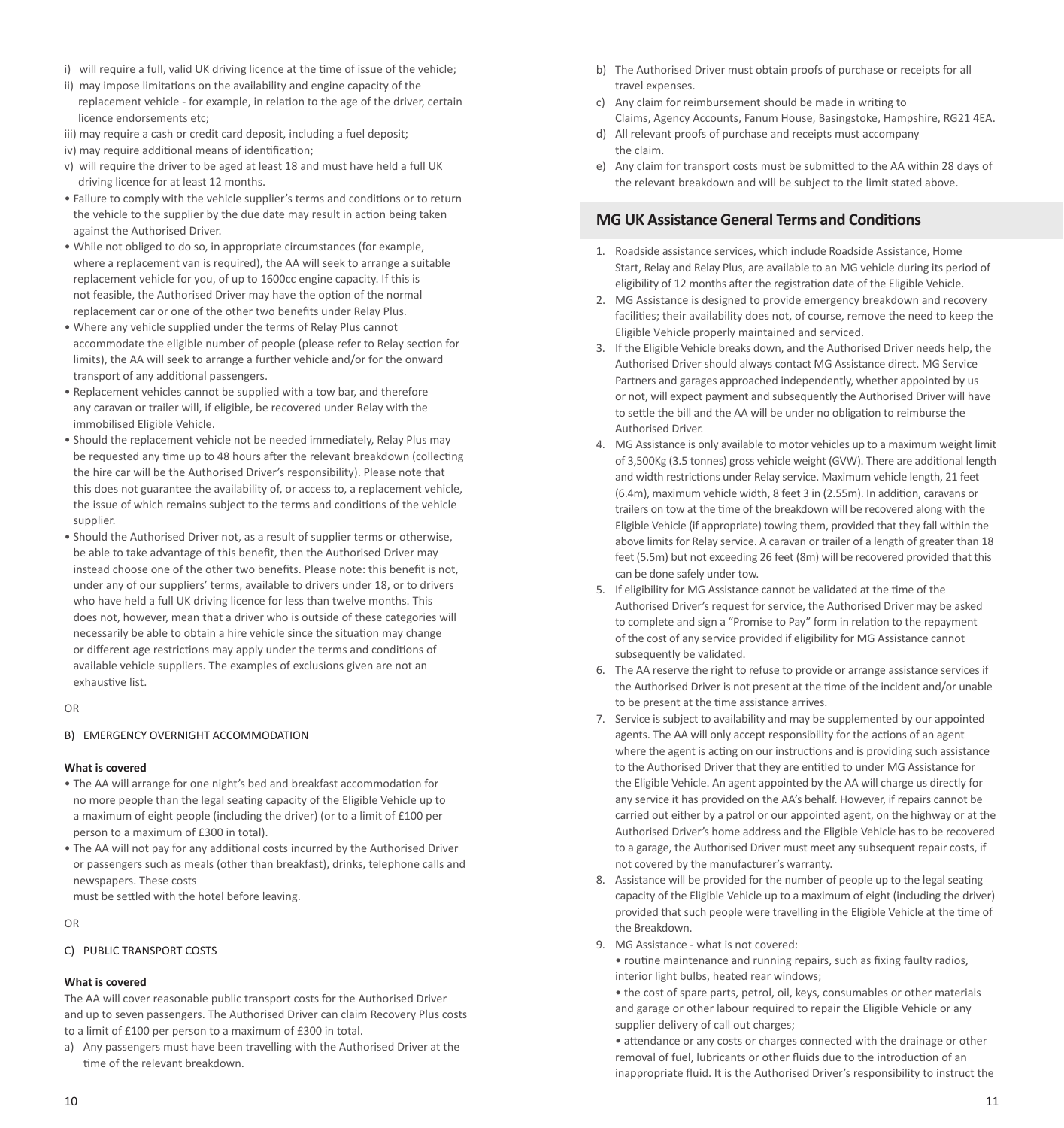i) will require a full, valid UK driving licence at the time of issue of the vehicle;
ii) may impose limitations on the availability and engine capacity of the replacement vehicle - for example, in relation to the age of the driver, certain licence endorsements etc;
iii) may require a cash or credit card deposit, including a fuel deposit;
iv) may require additional means of identification;
v) will require the driver to be aged at least 18 and must have held a full UK driving licence for at least 12 months.

- Failure to comply with the vehicle supplier's terms and conditions or to return the vehicle to the supplier by the due date may result in action being taken against the Authorised Driver.
- While not obliged to do so, in appropriate circumstances (for example, where a replacement van is required), the AA will seek to arrange a suitable replacement vehicle for you, of up to 1600cc engine capacity. If this is not feasible, the Authorised Driver may have the option of the normal replacement car or one of the other two benefits under Relay Plus.
- Where any vehicle supplied under the terms of Relay Plus cannot accommodate the eligible number of people (please refer to Relay section for limits), the AA will seek to arrange a further vehicle and/or for the onward transport of any additional passengers.
- Replacement vehicles cannot be supplied with a tow bar, and therefore any caravan or trailer will, if eligible, be recovered under Relay with the immobilised Eligible Vehicle.
- Should the replacement vehicle not be needed immediately, Relay Plus may be requested any time up to 48 hours after the relevant breakdown (collecting the hire car will be the Authorised Driver's responsibility). Please note that this does not guarantee the availability of, or access to, a replacement vehicle, the issue of which remains subject to the terms and conditions of the vehicle supplier.
- Should the Authorised Driver not, as a result of supplier terms or otherwise, be able to take advantage of this benefit, then the Authorised Driver may instead choose one of the other two benefits. Please note: this benefit is not, under any of our suppliers' terms, available to drivers under 18, or to drivers who have held a full UK driving licence for less than twelve months. This does not, however, mean that a driver who is outside of these categories will necessarily be able to obtain a hire vehicle since the situation may change or different age restrictions may apply under the terms and conditions of available vehicle suppliers. The examples of exclusions given are not an exhaustive list.

OR

B) EMERGENCY OVERNIGHT ACCOMMODATION

**What is covered**

- The AA will arrange for one night's bed and breakfast accommodation for no more people than the legal seating capacity of the Eligible Vehicle up to a maximum of eight people (including the driver) (or to a limit of £100 per person to a maximum of £300 in total).
- The AA will not pay for any additional costs incurred by the Authorised Driver or passengers such as meals (other than breakfast), drinks, telephone calls and newspapers. These costs must be settled with the hotel before leaving.

OR

C) PUBLIC TRANSPORT COSTS

**What is covered**

The AA will cover reasonable public transport costs for the Authorised Driver and up to seven passengers. The Authorised Driver can claim Recovery Plus costs to a limit of £100 per person to a maximum of £300 in total.

a) Any passengers must have been travelling with the Authorised Driver at the time of the relevant breakdown.
b) The Authorised Driver must obtain proofs of purchase or receipts for all travel expenses.
c) Any claim for reimbursement should be made in writing to Claims, Agency Accounts, Fanum House, Basingstoke, Hampshire, RG21 4EA.
d) All relevant proofs of purchase and receipts must accompany the claim.
e) Any claim for transport costs must be submitted to the AA within 28 days of the relevant breakdown and will be subject to the limit stated above.

## MG UK Assistance General Terms and Conditions

1. Roadside assistance services, which include Roadside Assistance, Home Start, Relay and Relay Plus, are available to an MG vehicle during its period of eligibility of 12 months after the registration date of the Eligible Vehicle.
2. MG Assistance is designed to provide emergency breakdown and recovery facilities; their availability does not, of course, remove the need to keep the Eligible Vehicle properly maintained and serviced.
3. If the Eligible Vehicle breaks down, and the Authorised Driver needs help, the Authorised Driver should always contact MG Assistance direct. MG Service Partners and garages approached independently, whether appointed by us or not, will expect payment and subsequently the Authorised Driver will have to settle the bill and the AA will be under no obligation to reimburse the Authorised Driver.
4. MG Assistance is only available to motor vehicles up to a maximum weight limit of 3,500Kg (3.5 tonnes) gross vehicle weight (GVW). There are additional length and width restrictions under Relay service. Maximum vehicle length, 21 feet (6.4m), maximum vehicle width, 8 feet 3 in (2.55m). In addition, caravans or trailers on tow at the time of the breakdown will be recovered along with the Eligible Vehicle (if appropriate) towing them, provided that they fall within the above limits for Relay service. A caravan or trailer of a length of greater than 18 feet (5.5m) but not exceeding 26 feet (8m) will be recovered provided that this can be done safely under tow.
5. If eligibility for MG Assistance cannot be validated at the time of the Authorised Driver's request for service, the Authorised Driver may be asked to complete and sign a "Promise to Pay" form in relation to the repayment of the cost of any service provided if eligibility for MG Assistance cannot subsequently be validated.
6. The AA reserve the right to refuse to provide or arrange assistance services if the Authorised Driver is not present at the time of the incident and/or unable to be present at the time assistance arrives.
7. Service is subject to availability and may be supplemented by our appointed agents. The AA will only accept responsibility for the actions of an agent where the agent is acting on our instructions and is providing such assistance to the Authorised Driver that they are entitled to under MG Assistance for the Eligible Vehicle. An agent appointed by the AA will charge us directly for any service it has provided on the AA's behalf. However, if repairs cannot be carried out either by a patrol or our appointed agent, on the highway or at the Authorised Driver's home address and the Eligible Vehicle has to be recovered to a garage, the Authorised Driver must meet any subsequent repair costs, if not covered by the manufacturer's warranty.
8. Assistance will be provided for the number of people up to the legal seating capacity of the Eligible Vehicle up to a maximum of eight (including the driver) provided that such people were travelling in the Eligible Vehicle at the time of the Breakdown.
9. MG Assistance - what is not covered:
   - routine maintenance and running repairs, such as fixing faulty radios, interior light bulbs, heated rear windows;
   - the cost of spare parts, petrol, oil, keys, consumables or other materials and garage or other labour required to repair the Eligible Vehicle or any supplier delivery of call out charges;
   - attendance or any costs or charges connected with the drainage or other removal of fuel, lubricants or other fluids due to the introduction of an inappropriate fluid. It is the Authorised Driver's responsibility to instruct the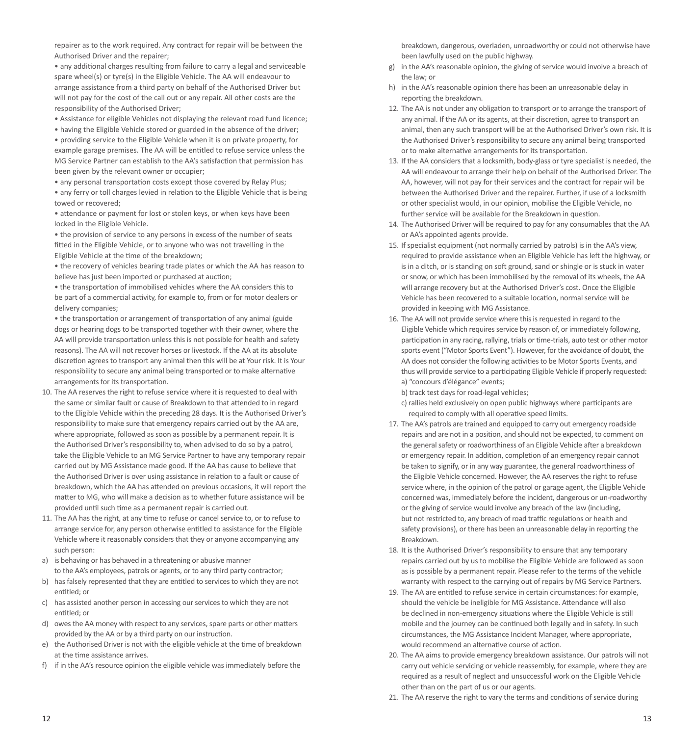repairer as to the work required. Any contract for repair will be between the Authorised Driver and the repairer;

- any additional charges resulting from failure to carry a legal and serviceable spare wheel(s) or tyre(s) in the Eligible Vehicle. The AA will endeavour to arrange assistance from a third party on behalf of the Authorised Driver but will not pay for the cost of the call out or any repair. All other costs are the responsibility of the Authorised Driver;
- Assistance for eligible Vehicles not displaying the relevant road fund licence;
- having the Eligible Vehicle stored or guarded in the absence of the driver;
- providing service to the Eligible Vehicle when it is on private property, for example garage premises. The AA will be entitled to refuse service unless the MG Service Partner can establish to the AA's satisfaction that permission has been given by the relevant owner or occupier;
- any personal transportation costs except those covered by Relay Plus;
- any ferry or toll charges levied in relation to the Eligible Vehicle that is being towed or recovered;
- attendance or payment for lost or stolen keys, or when keys have been locked in the Eligible Vehicle.
- the provision of service to any persons in excess of the number of seats fitted in the Eligible Vehicle, or to anyone who was not travelling in the Eligible Vehicle at the time of the breakdown;
- the recovery of vehicles bearing trade plates or which the AA has reason to believe has just been imported or purchased at auction;
- the transportation of immobilised vehicles where the AA considers this to be part of a commercial activity, for example to, from or for motor dealers or delivery companies;
- the transportation or arrangement of transportation of any animal (guide dogs or hearing dogs to be transported together with their owner, where the AA will provide transportation unless this is not possible for health and safety reasons). The AA will not recover horses or livestock. If the AA at its absolute discretion agrees to transport any animal then this will be at Your risk. It is Your responsibility to secure any animal being transported or to make alternative arrangements for its transportation.

10. The AA reserves the right to refuse service where it is requested to deal with the same or similar fault or cause of Breakdown to that attended to in regard to the Eligible Vehicle within the preceding 28 days. It is the Authorised Driver's responsibility to make sure that emergency repairs carried out by the AA are, where appropriate, followed as soon as possible by a permanent repair. It is the Authorised Driver's responsibility to, when advised to do so by a patrol, take the Eligible Vehicle to an MG Service Partner to have any temporary repair carried out by MG Assistance made good. If the AA has cause to believe that the Authorised Driver is over using assistance in relation to a fault or cause of breakdown, which the AA has attended on previous occasions, it will report the matter to MG, who will make a decision as to whether future assistance will be provided until such time as a permanent repair is carried out.
11. The AA has the right, at any time to refuse or cancel service to, or to refuse to arrange service for, any person otherwise entitled to assistance for the Eligible Vehicle where it reasonably considers that they or anyone accompanying any such person:

a) is behaving or has behaved in a threatening or abusive manner to the AA's employees, patrols or agents, or to any third party contractor;

b) has falsely represented that they are entitled to services to which they are not entitled; or

c) has assisted another person in accessing our services to which they are not entitled; or

d) owes the AA money with respect to any services, spare parts or other matters provided by the AA or by a third party on our instruction.

e) the Authorised Driver is not with the eligible vehicle at the time of breakdown at the time assistance arrives.

f) if in the AA's resource opinion the eligible vehicle was immediately before the breakdown, dangerous, overladen, unroadworthy or could not otherwise have been lawfully used on the public highway.

g) in the AA's reasonable opinion, the giving of service would involve a breach of the law; or

h) in the AA's reasonable opinion there has been an unreasonable delay in reporting the breakdown.

12. The AA is not under any obligation to transport or to arrange the transport of any animal. If the AA or its agents, at their discretion, agree to transport an animal, then any such transport will be at the Authorised Driver's own risk. It is the Authorised Driver's responsibility to secure any animal being transported or to make alternative arrangements for its transportation.
13. If the AA considers that a locksmith, body-glass or tyre specialist is needed, the AA will endeavour to arrange their help on behalf of the Authorised Driver. The AA, however, will not pay for their services and the contract for repair will be between the Authorised Driver and the repairer. Further, if use of a locksmith or other specialist would, in our opinion, mobilise the Eligible Vehicle, no further service will be available for the Breakdown in question.
14. The Authorised Driver will be required to pay for any consumables that the AA or AA's appointed agents provide.
15. If specialist equipment (not normally carried by patrols) is in the AA's view, required to provide assistance when an Eligible Vehicle has left the highway, or is in a ditch, or is standing on soft ground, sand or shingle or is stuck in water or snow, or which has been immobilised by the removal of its wheels, the AA will arrange recovery but at the Authorised Driver's cost. Once the Eligible Vehicle has been recovered to a suitable location, normal service will be provided in keeping with MG Assistance.
16. The AA will not provide service where this is requested in regard to the Eligible Vehicle which requires service by reason of, or immediately following, participation in any racing, rallying, trials or time-trials, auto test or other motor sports event ("Motor Sports Event"). However, for the avoidance of doubt, the AA does not consider the following activities to be Motor Sports Events, and thus will provide service to a participating Eligible Vehicle if properly requested:
    a) "concours d'élégance" events;
    b) track test days for road-legal vehicles;
    c) rallies held exclusively on open public highways where participants are required to comply with all operative speed limits.
17. The AA's patrols are trained and equipped to carry out emergency roadside repairs and are not in a position, and should not be expected, to comment on the general safety or roadworthiness of an Eligible Vehicle after a breakdown or emergency repair. In addition, completion of an emergency repair cannot be taken to signify, or in any way guarantee, the general roadworthiness of the Eligible Vehicle concerned. However, the AA reserves the right to refuse service where, in the opinion of the patrol or garage agent, the Eligible Vehicle concerned was, immediately before the incident, dangerous or un-roadworthy or the giving of service would involve any breach of the law (including, but not restricted to, any breach of road traffic regulations or health and safety provisions), or there has been an unreasonable delay in reporting the Breakdown.
18. It is the Authorised Driver's responsibility to ensure that any temporary repairs carried out by us to mobilise the Eligible Vehicle are followed as soon as is possible by a permanent repair. Please refer to the terms of the vehicle warranty with respect to the carrying out of repairs by MG Service Partners.
19. The AA are entitled to refuse service in certain circumstances: for example, should the vehicle be ineligible for MG Assistance. Attendance will also be declined in non-emergency situations where the Eligible Vehicle is still mobile and the journey can be continued both legally and in safety. In such circumstances, the MG Assistance Incident Manager, where appropriate, would recommend an alternative course of action.
20. The AA aims to provide emergency breakdown assistance. Our patrols will not carry out vehicle servicing or vehicle reassembly, for example, where they are required as a result of neglect and unsuccessful work on the Eligible Vehicle other than on the part of us or our agents.
21. The AA reserve the right to vary the terms and conditions of service during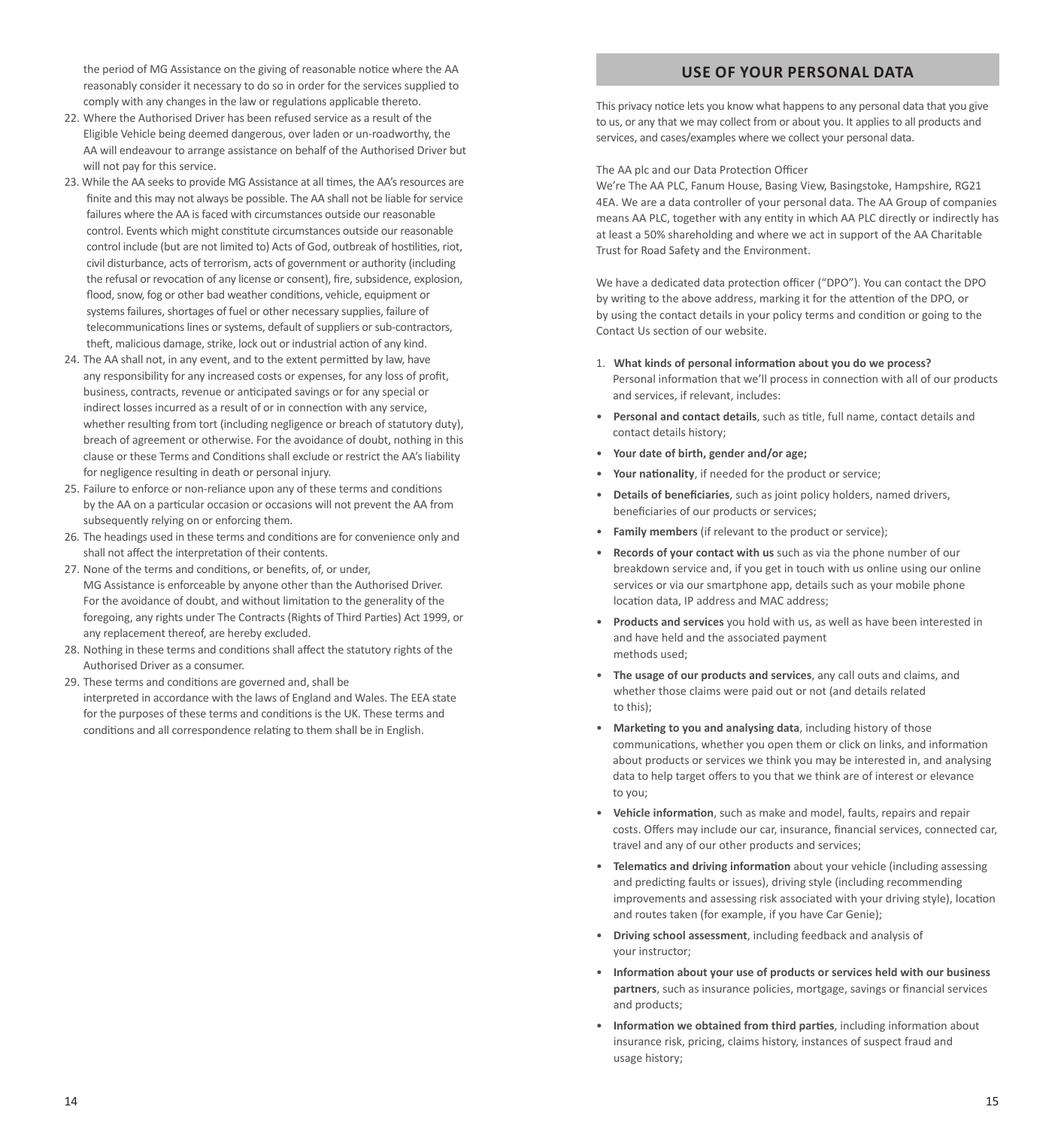the period of MG Assistance on the giving of reasonable notice where the AA reasonably consider it necessary to do so in order for the services supplied to comply with any changes in the law or regulations applicable thereto.

22. Where the Authorised Driver has been refused service as a result of the Eligible Vehicle being deemed dangerous, over laden or un-roadworthy, the AA will endeavour to arrange assistance on behalf of the Authorised Driver but will not pay for this service.
23. While the AA seeks to provide MG Assistance at all times, the AA's resources are finite and this may not always be possible. The AA shall not be liable for service failures where the AA is faced with circumstances outside our reasonable control. Events which might constitute circumstances outside our reasonable control include (but are not limited to) Acts of God, outbreak of hostilities, riot, civil disturbance, acts of terrorism, acts of government or authority (including the refusal or revocation of any license or consent), fire, subsidence, explosion, flood, snow, fog or other bad weather conditions, vehicle, equipment or systems failures, shortages of fuel or other necessary supplies, failure of telecommunications lines or systems, default of suppliers or sub-contractors, theft, malicious damage, strike, lock out or industrial action of any kind.
24. The AA shall not, in any event, and to the extent permitted by law, have any responsibility for any increased costs or expenses, for any loss of profit, business, contracts, revenue or anticipated savings or for any special or indirect losses incurred as a result of or in connection with any service, whether resulting from tort (including negligence or breach of statutory duty), breach of agreement or otherwise. For the avoidance of doubt, nothing in this clause or these Terms and Conditions shall exclude or restrict the AA's liability for negligence resulting in death or personal injury.
25. Failure to enforce or non-reliance upon any of these terms and conditions by the AA on a particular occasion or occasions will not prevent the AA from subsequently relying on or enforcing them.
26. The headings used in these terms and conditions are for convenience only and shall not affect the interpretation of their contents.
27. None of the terms and conditions, or benefits, of, or under, MG Assistance is enforceable by anyone other than the Authorised Driver. For the avoidance of doubt, and without limitation to the generality of the foregoing, any rights under The Contracts (Rights of Third Parties) Act 1999, or any replacement thereof, are hereby excluded.
28. Nothing in these terms and conditions shall affect the statutory rights of the Authorised Driver as a consumer.
29. These terms and conditions are governed and, shall be interpreted in accordance with the laws of England and Wales. The EEA state for the purposes of these terms and conditions is the UK. These terms and conditions and all correspondence relating to them shall be in English.

## USE OF YOUR PERSONAL DATA

This privacy notice lets you know what happens to any personal data that you give to us, or any that we may collect from or about you. It applies to all products and services, and cases/examples where we collect your personal data.

The AA plc and our Data Protection Officer

We're The AA PLC, Fanum House, Basing View, Basingstoke, Hampshire, RG21 4EA. We are a data controller of your personal data. The AA Group of companies means AA PLC, together with any entity in which AA PLC directly or indirectly has at least a 50% shareholding and where we act in support of the AA Charitable Trust for Road Safety and the Environment.

We have a dedicated data protection officer ("DPO"). You can contact the DPO by writing to the above address, marking it for the attention of the DPO, or by using the contact details in your policy terms and condition or going to the Contact Us section of our website.

1. **What kinds of personal information about you do we process?**
   Personal information that we'll process in connection with all of our products and services, if relevant, includes:

- **Personal and contact details**, such as title, full name, contact details and contact details history;
- **Your date of birth, gender and/or age;**
- **Your nationality**, if needed for the product or service;
- **Details of beneficiaries**, such as joint policy holders, named drivers, beneficiaries of our products or services;
- **Family members** (if relevant to the product or service);
- **Records of your contact with us** such as via the phone number of our breakdown service and, if you get in touch with us online using our online services or via our smartphone app, details such as your mobile phone location data, IP address and MAC address;
- **Products and services** you hold with us, as well as have been interested in and have held and the associated payment methods used;
- **The usage of our products and services**, any call outs and claims, and whether those claims were paid out or not (and details related to this);
- **Marketing to you and analysing data**, including history of those communications, whether you open them or click on links, and information about products or services we think you may be interested in, and analysing data to help target offers to you that we think are of interest or elevance to you;
- **Vehicle information**, such as make and model, faults, repairs and repair costs. Offers may include our car, insurance, financial services, connected car, travel and any of our other products and services;
- **Telematics and driving information** about your vehicle (including assessing and predicting faults or issues), driving style (including recommending improvements and assessing risk associated with your driving style), location and routes taken (for example, if you have Car Genie);
- **Driving school assessment**, including feedback and analysis of your instructor;
- **Information about your use of products or services held with our business partners**, such as insurance policies, mortgage, savings or financial services and products;
- **Information we obtained from third parties**, including information about insurance risk, pricing, claims history, instances of suspect fraud and usage history;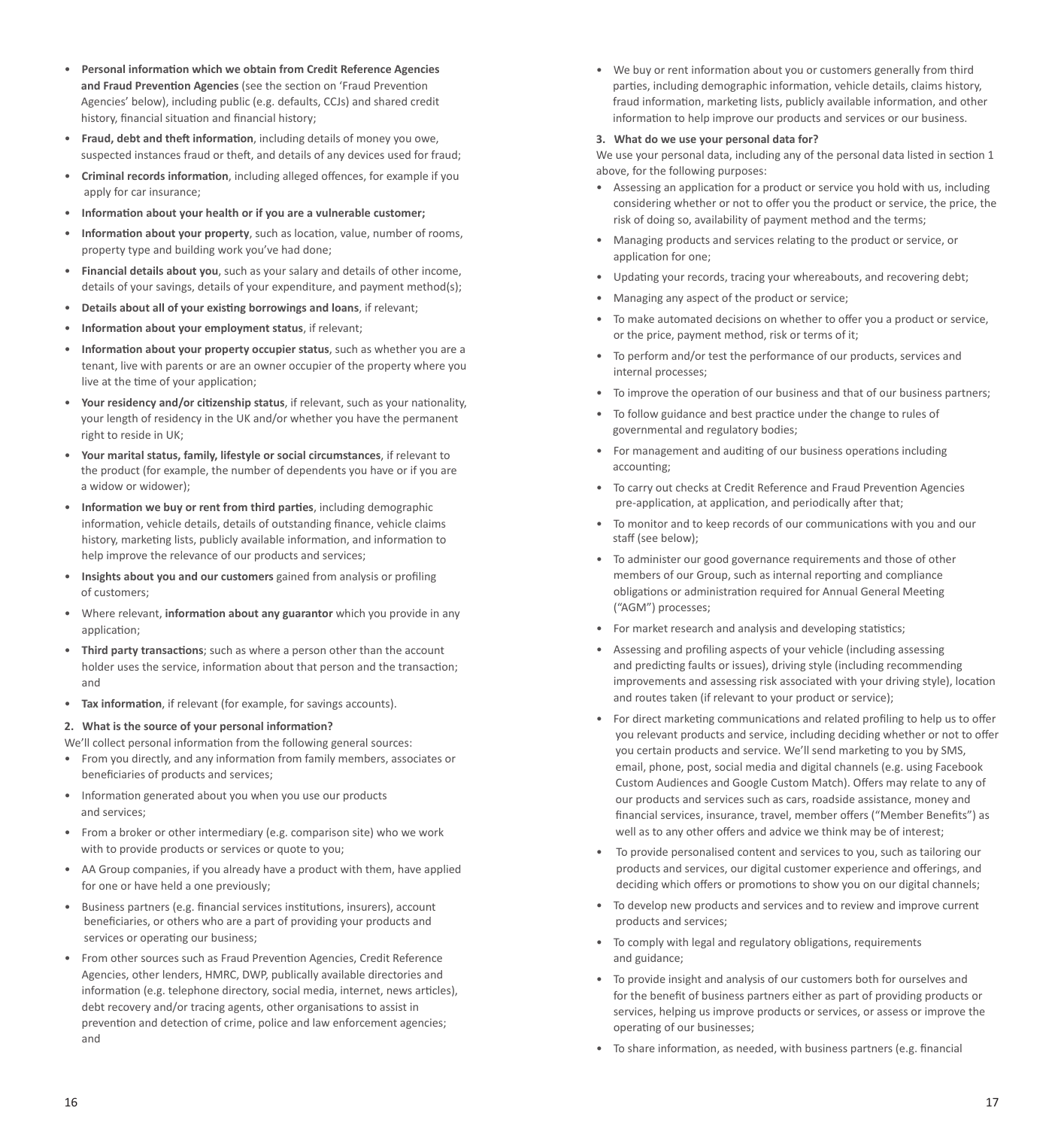- **Personal information which we obtain from Credit Reference Agencies and Fraud Prevention Agencies** (see the section on 'Fraud Prevention Agencies' below), including public (e.g. defaults, CCJs) and shared credit history, financial situation and financial history;
- **Fraud, debt and theft information**, including details of money you owe, suspected instances fraud or theft, and details of any devices used for fraud;
- **Criminal records information**, including alleged offences, for example if you apply for car insurance;
- **Information about your health or if you are a vulnerable customer;**
- **Information about your property**, such as location, value, number of rooms, property type and building work you've had done;
- **Financial details about you**, such as your salary and details of other income, details of your savings, details of your expenditure, and payment method(s);
- **Details about all of your existing borrowings and loans**, if relevant;
- **Information about your employment status**, if relevant;
- **Information about your property occupier status**, such as whether you are a tenant, live with parents or are an owner occupier of the property where you live at the time of your application;
- **Your residency and/or citizenship status**, if relevant, such as your nationality, your length of residency in the UK and/or whether you have the permanent right to reside in UK;
- **Your marital status, family, lifestyle or social circumstances**, if relevant to the product (for example, the number of dependents you have or if you are a widow or widower);
- **Information we buy or rent from third parties**, including demographic information, vehicle details, details of outstanding finance, vehicle claims history, marketing lists, publicly available information, and information to help improve the relevance of our products and services;
- **Insights about you and our customers** gained from analysis or profiling of customers;
- Where relevant, **information about any guarantor** which you provide in any application;
- **Third party transactions**; such as where a person other than the account holder uses the service, information about that person and the transaction; and
- **Tax information**, if relevant (for example, for savings accounts).

**2. What is the source of your personal information?**

We'll collect personal information from the following general sources:

- From you directly, and any information from family members, associates or beneficiaries of products and services;
- Information generated about you when you use our products and services;
- From a broker or other intermediary (e.g. comparison site) who we work with to provide products or services or quote to you;
- AA Group companies, if you already have a product with them, have applied for one or have held a one previously;
- Business partners (e.g. financial services institutions, insurers), account beneficiaries, or others who are a part of providing your products and services or operating our business;
- From other sources such as Fraud Prevention Agencies, Credit Reference Agencies, other lenders, HMRC, DWP, publically available directories and information (e.g. telephone directory, social media, internet, news articles), debt recovery and/or tracing agents, other organisations to assist in prevention and detection of crime, police and law enforcement agencies; and
- We buy or rent information about you or customers generally from third parties, including demographic information, vehicle details, claims history, fraud information, marketing lists, publicly available information, and other information to help improve our products and services or our business.

**3. What do we use your personal data for?**

We use your personal data, including any of the personal data listed in section 1 above, for the following purposes:

- Assessing an application for a product or service you hold with us, including considering whether or not to offer you the product or service, the price, the risk of doing so, availability of payment method and the terms;
- Managing products and services relating to the product or service, or application for one;
- Updating your records, tracing your whereabouts, and recovering debt;
- Managing any aspect of the product or service;
- To make automated decisions on whether to offer you a product or service, or the price, payment method, risk or terms of it;
- To perform and/or test the performance of our products, services and internal processes;
- To improve the operation of our business and that of our business partners;
- To follow guidance and best practice under the change to rules of governmental and regulatory bodies;
- For management and auditing of our business operations including accounting;
- To carry out checks at Credit Reference and Fraud Prevention Agencies pre-application, at application, and periodically after that;
- To monitor and to keep records of our communications with you and our staff (see below);
- To administer our good governance requirements and those of other members of our Group, such as internal reporting and compliance obligations or administration required for Annual General Meeting ("AGM") processes;
- For market research and analysis and developing statistics;
- Assessing and profiling aspects of your vehicle (including assessing and predicting faults or issues), driving style (including recommending improvements and assessing risk associated with your driving style), location and routes taken (if relevant to your product or service);
- For direct marketing communications and related profiling to help us to offer you relevant products and service, including deciding whether or not to offer you certain products and service. We'll send marketing to you by SMS, email, phone, post, social media and digital channels (e.g. using Facebook Custom Audiences and Google Custom Match). Offers may relate to any of our products and services such as cars, roadside assistance, money and financial services, insurance, travel, member offers ("Member Benefits") as well as to any other offers and advice we think may be of interest;
- To provide personalised content and services to you, such as tailoring our products and services, our digital customer experience and offerings, and deciding which offers or promotions to show you on our digital channels;
- To develop new products and services and to review and improve current products and services;
- To comply with legal and regulatory obligations, requirements and guidance;
- To provide insight and analysis of our customers both for ourselves and for the benefit of business partners either as part of providing products or services, helping us improve products or services, or assess or improve the operating of our businesses;
- To share information, as needed, with business partners (e.g. financial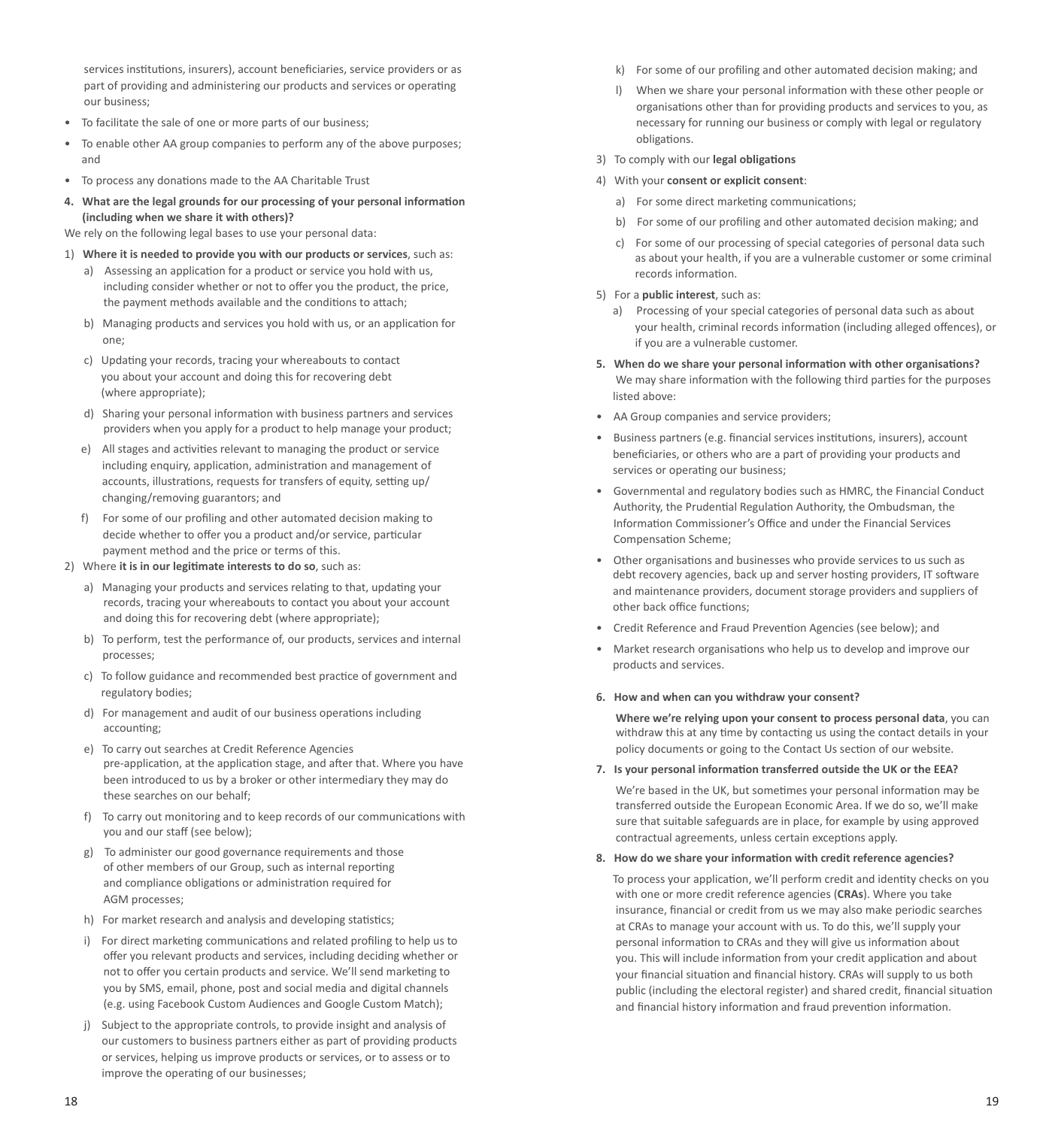services institutions, insurers), account beneficiaries, service providers or as part of providing and administering our products and services or operating our business;

- To facilitate the sale of one or more parts of our business;
- To enable other AA group companies to perform any of the above purposes; and
- To process any donations made to the AA Charitable Trust

**4. What are the legal grounds for our processing of your personal information (including when we share it with others)?**

We rely on the following legal bases to use your personal data:

1) **Where it is needed to provide you with our products or services**, such as:
   a) Assessing an application for a product or service you hold with us, including consider whether or not to offer you the product, the price, the payment methods available and the conditions to attach;
   b) Managing products and services you hold with us, or an application for one;
   c) Updating your records, tracing your whereabouts to contact you about your account and doing this for recovering debt (where appropriate);
   d) Sharing your personal information with business partners and services providers when you apply for a product to help manage your product;
   e) All stages and activities relevant to managing the product or service including enquiry, application, administration and management of accounts, illustrations, requests for transfers of equity, setting up/changing/removing guarantors; and
   f) For some of our profiling and other automated decision making to decide whether to offer you a product and/or service, particular payment method and the price or terms of this.
2) Where **it is in our legitimate interests to do so**, such as:
   a) Managing your products and services relating to that, updating your records, tracing your whereabouts to contact you about your account and doing this for recovering debt (where appropriate);
   b) To perform, test the performance of, our products, services and internal processes;
   c) To follow guidance and recommended best practice of government and regulatory bodies;
   d) For management and audit of our business operations including accounting;
   e) To carry out searches at Credit Reference Agencies pre-application, at the application stage, and after that. Where you have been introduced to us by a broker or other intermediary they may do these searches on our behalf;
   f) To carry out monitoring and to keep records of our communications with you and our staff (see below);
   g) To administer our good governance requirements and those of other members of our Group, such as internal reporting and compliance obligations or administration required for AGM processes;
   h) For market research and analysis and developing statistics;
   i) For direct marketing communications and related profiling to help us to offer you relevant products and services, including deciding whether or not to offer you certain products and service. We'll send marketing to you by SMS, email, phone, post and social media and digital channels (e.g. using Facebook Custom Audiences and Google Custom Match);
   j) Subject to the appropriate controls, to provide insight and analysis of our customers to business partners either as part of providing products or services, helping us improve products or services, or to assess or to improve the operating of our businesses;
   k) For some of our profiling and other automated decision making; and
   l) When we share your personal information with these other people or organisations other than for providing products and services to you, as necessary for running our business or comply with legal or regulatory obligations.
3) To comply with our **legal obligations**
4) With your **consent or explicit consent**:
   a) For some direct marketing communications;
   b) For some of our profiling and other automated decision making; and
   c) For some of our processing of special categories of personal data such as about your health, if you are a vulnerable customer or some criminal records information.
5) For a **public interest**, such as:
   a) Processing of your special categories of personal data such as about your health, criminal records information (including alleged offences), or if you are a vulnerable customer.

**5. When do we share your personal information with other organisations?**

We may share information with the following third parties for the purposes listed above:

- AA Group companies and service providers;
- Business partners (e.g. financial services institutions, insurers), account beneficiaries, or others who are a part of providing your products and services or operating our business;
- Governmental and regulatory bodies such as HMRC, the Financial Conduct Authority, the Prudential Regulation Authority, the Ombudsman, the Information Commissioner's Office and under the Financial Services Compensation Scheme;
- Other organisations and businesses who provide services to us such as debt recovery agencies, back up and server hosting providers, IT software and maintenance providers, document storage providers and suppliers of other back office functions;
- Credit Reference and Fraud Prevention Agencies (see below); and
- Market research organisations who help us to develop and improve our products and services.

**6. How and when can you withdraw your consent?**

**Where we're relying upon your consent to process personal data**, you can withdraw this at any time by contacting us using the contact details in your policy documents or going to the Contact Us section of our website.

**7. Is your personal information transferred outside the UK or the EEA?**

We're based in the UK, but sometimes your personal information may be transferred outside the European Economic Area. If we do so, we'll make sure that suitable safeguards are in place, for example by using approved contractual agreements, unless certain exceptions apply.

**8. How do we share your information with credit reference agencies?**

To process your application, we'll perform credit and identity checks on you with one or more credit reference agencies (**CRAs**). Where you take insurance, financial or credit from us we may also make periodic searches at CRAs to manage your account with us. To do this, we'll supply your personal information to CRAs and they will give us information about you. This will include information from your credit application and about your financial situation and financial history. CRAs will supply to us both public (including the electoral register) and shared credit, financial situation and financial history information and fraud prevention information.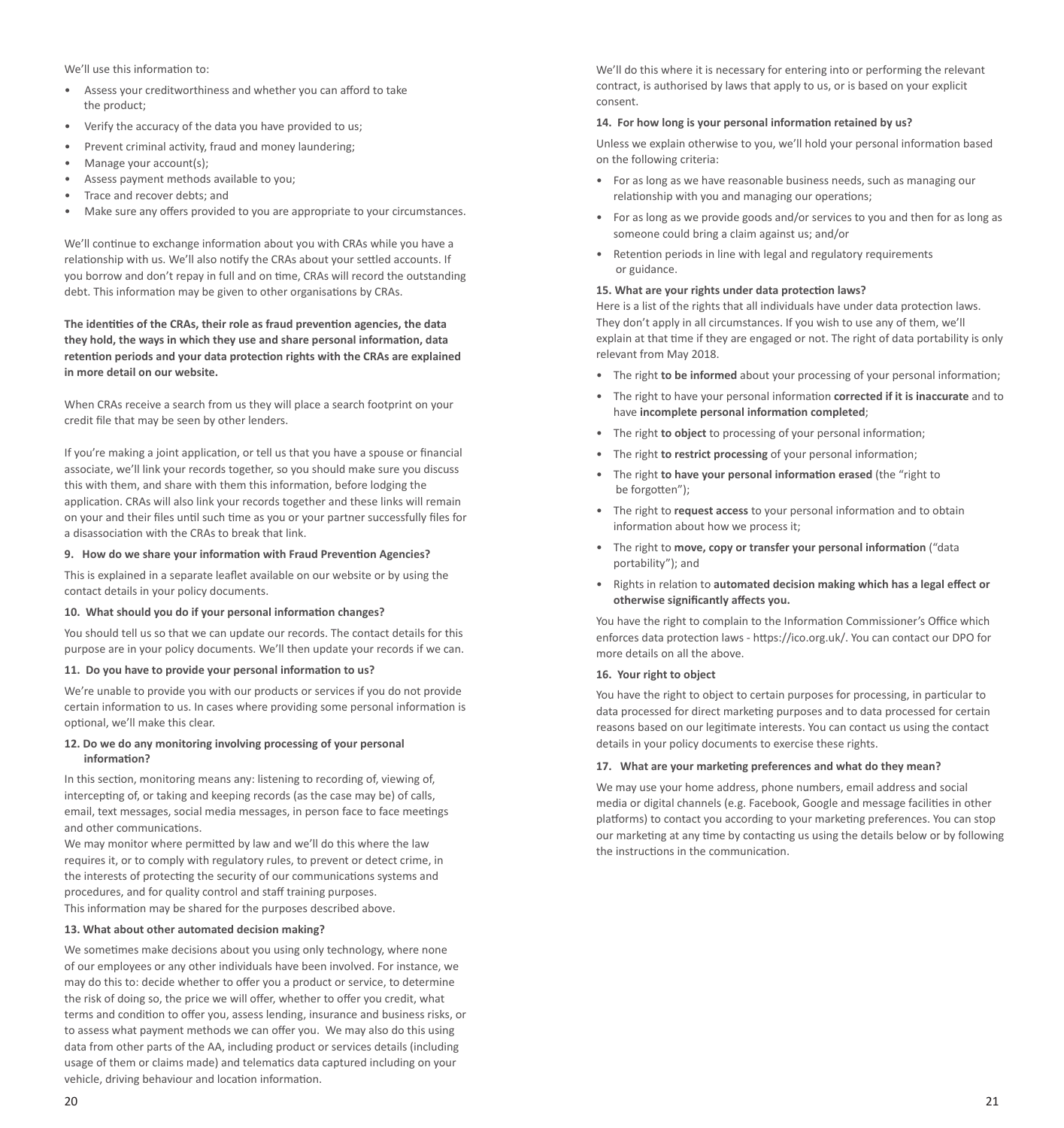We'll use this information to:

- Assess your creditworthiness and whether you can afford to take the product;
- Verify the accuracy of the data you have provided to us;
- Prevent criminal activity, fraud and money laundering;
- Manage your account(s);
- Assess payment methods available to you;
- Trace and recover debts; and
- Make sure any offers provided to you are appropriate to your circumstances.

We'll continue to exchange information about you with CRAs while you have a relationship with us. We'll also notify the CRAs about your settled accounts. If you borrow and don't repay in full and on time, CRAs will record the outstanding debt. This information may be given to other organisations by CRAs.

**The identities of the CRAs, their role as fraud prevention agencies, the data they hold, the ways in which they use and share personal information, data retention periods and your data protection rights with the CRAs are explained in more detail on our website.**

When CRAs receive a search from us they will place a search footprint on your credit file that may be seen by other lenders.

If you're making a joint application, or tell us that you have a spouse or financial associate, we'll link your records together, so you should make sure you discuss this with them, and share with them this information, before lodging the application. CRAs will also link your records together and these links will remain on your and their files until such time as you or your partner successfully files for a disassociation with the CRAs to break that link.

#### 9. How do we share your information with Fraud Prevention Agencies?

This is explained in a separate leaflet available on our website or by using the contact details in your policy documents.

#### 10. What should you do if your personal information changes?

You should tell us so that we can update our records. The contact details for this purpose are in your policy documents. We'll then update your records if we can.

#### 11. Do you have to provide your personal information to us?

We're unable to provide you with our products or services if you do not provide certain information to us. In cases where providing some personal information is optional, we'll make this clear.

#### 12. Do we do any monitoring involving processing of your personal information?

In this section, monitoring means any: listening to recording of, viewing of, intercepting of, or taking and keeping records (as the case may be) of calls, email, text messages, social media messages, in person face to face meetings and other communications.

We may monitor where permitted by law and we'll do this where the law requires it, or to comply with regulatory rules, to prevent or detect crime, in the interests of protecting the security of our communications systems and procedures, and for quality control and staff training purposes.

This information may be shared for the purposes described above.

#### 13. What about other automated decision making?

We sometimes make decisions about you using only technology, where none of our employees or any other individuals have been involved. For instance, we may do this to: decide whether to offer you a product or service, to determine the risk of doing so, the price we will offer, whether to offer you credit, what terms and condition to offer you, assess lending, insurance and business risks, or to assess what payment methods we can offer you. We may also do this using data from other parts of the AA, including product or services details (including usage of them or claims made) and telematics data captured including on your vehicle, driving behaviour and location information.

We'll do this where it is necessary for entering into or performing the relevant contract, is authorised by laws that apply to us, or is based on your explicit consent.

#### 14. For how long is your personal information retained by us?

Unless we explain otherwise to you, we'll hold your personal information based on the following criteria:

- For as long as we have reasonable business needs, such as managing our relationship with you and managing our operations;
- For as long as we provide goods and/or services to you and then for as long as someone could bring a claim against us; and/or
- Retention periods in line with legal and regulatory requirements or guidance.

#### 15. What are your rights under data protection laws?

Here is a list of the rights that all individuals have under data protection laws. They don't apply in all circumstances. If you wish to use any of them, we'll explain at that time if they are engaged or not. The right of data portability is only relevant from May 2018.

- The right **to be informed** about your processing of your personal information;
- The right to have your personal information **corrected if it is inaccurate** and to have **incomplete personal information completed**;
- The right **to object** to processing of your personal information;
- The right **to restrict processing** of your personal information;
- The right **to have your personal information erased** (the "right to be forgotten");
- The right to **request access** to your personal information and to obtain information about how we process it;
- The right to **move, copy or transfer your personal information** ("data portability"); and
- Rights in relation to **automated decision making which has a legal effect or otherwise significantly affects you.**

You have the right to complain to the Information Commissioner's Office which enforces data protection laws - https://ico.org.uk/. You can contact our DPO for more details on all the above.

#### 16. Your right to object

You have the right to object to certain purposes for processing, in particular to data processed for direct marketing purposes and to data processed for certain reasons based on our legitimate interests. You can contact us using the contact details in your policy documents to exercise these rights.

#### 17. What are your marketing preferences and what do they mean?

We may use your home address, phone numbers, email address and social media or digital channels (e.g. Facebook, Google and message facilities in other platforms) to contact you according to your marketing preferences. You can stop our marketing at any time by contacting us using the details below or by following the instructions in the communication.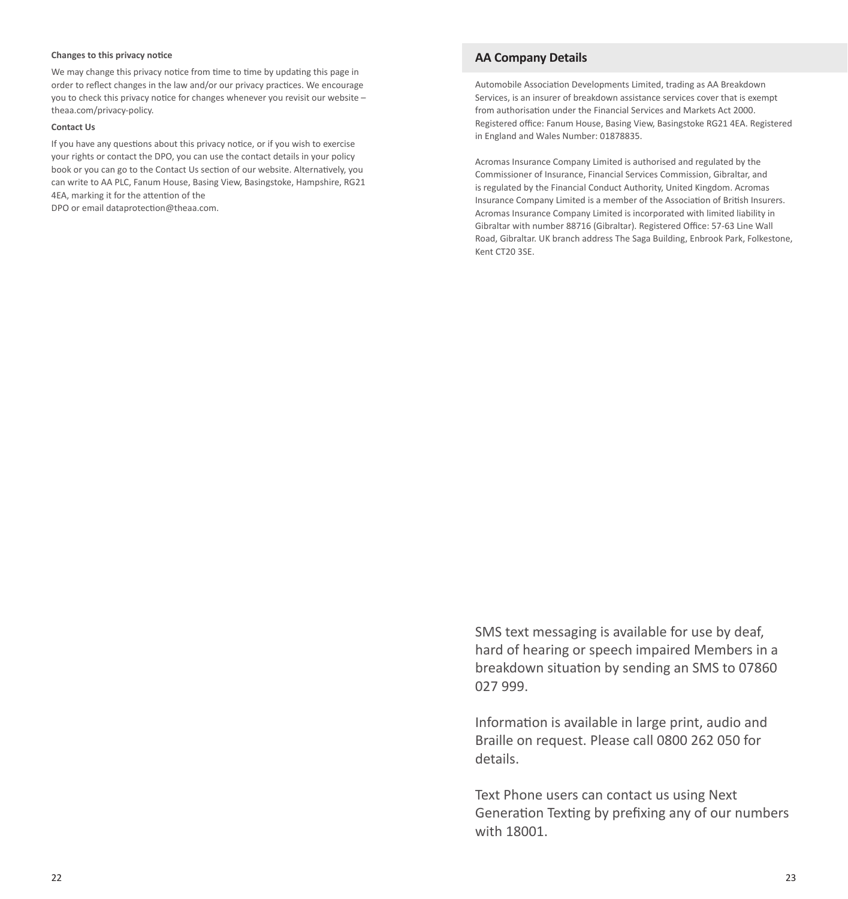### Changes to this privacy notice

We may change this privacy notice from time to time by updating this page in order to reflect changes in the law and/or our privacy practices. We encourage you to check this privacy notice for changes whenever you revisit our website – theaa.com/privacy-policy.

### Contact Us

If you have any questions about this privacy notice, or if you wish to exercise your rights or contact the DPO, you can use the contact details in your policy book or you can go to the Contact Us section of our website. Alternatively, you can write to AA PLC, Fanum House, Basing View, Basingstoke, Hampshire, RG21 4EA, marking it for the attention of the DPO or email dataprotection@theaa.com.

## AA Company Details

Automobile Association Developments Limited, trading as AA Breakdown Services, is an insurer of breakdown assistance services cover that is exempt from authorisation under the Financial Services and Markets Act 2000. Registered office: Fanum House, Basing View, Basingstoke RG21 4EA. Registered in England and Wales Number: 01878835.

Acromas Insurance Company Limited is authorised and regulated by the Commissioner of Insurance, Financial Services Commission, Gibraltar, and is regulated by the Financial Conduct Authority, United Kingdom. Acromas Insurance Company Limited is a member of the Association of British Insurers. Acromas Insurance Company Limited is incorporated with limited liability in Gibraltar with number 88716 (Gibraltar). Registered Office: 57-63 Line Wall Road, Gibraltar. UK branch address The Saga Building, Enbrook Park, Folkestone, Kent CT20 3SE.

SMS text messaging is available for use by deaf, hard of hearing or speech impaired Members in a breakdown situation by sending an SMS to 07860 027 999.

Information is available in large print, audio and Braille on request. Please call 0800 262 050 for details.

Text Phone users can contact us using Next Generation Texting by prefixing any of our numbers with 18001.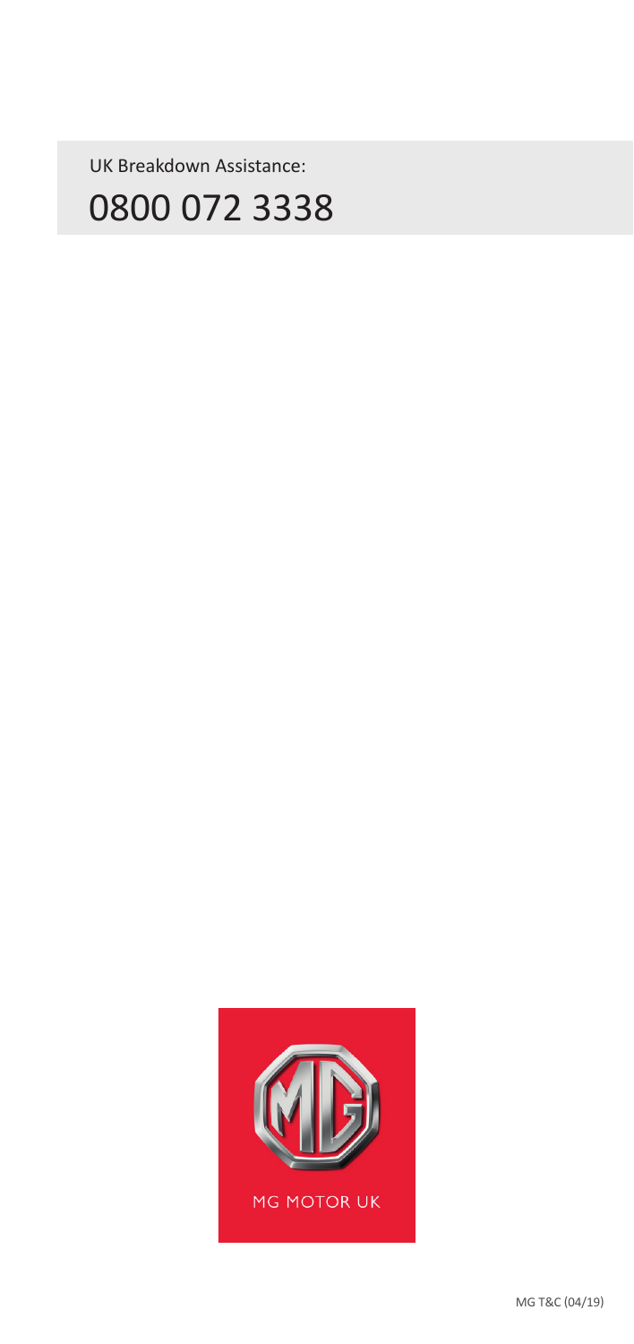UK Breakdown Assistance:

## 0800 072 3338

MG MOTOR UK

MG T&C (04/19)